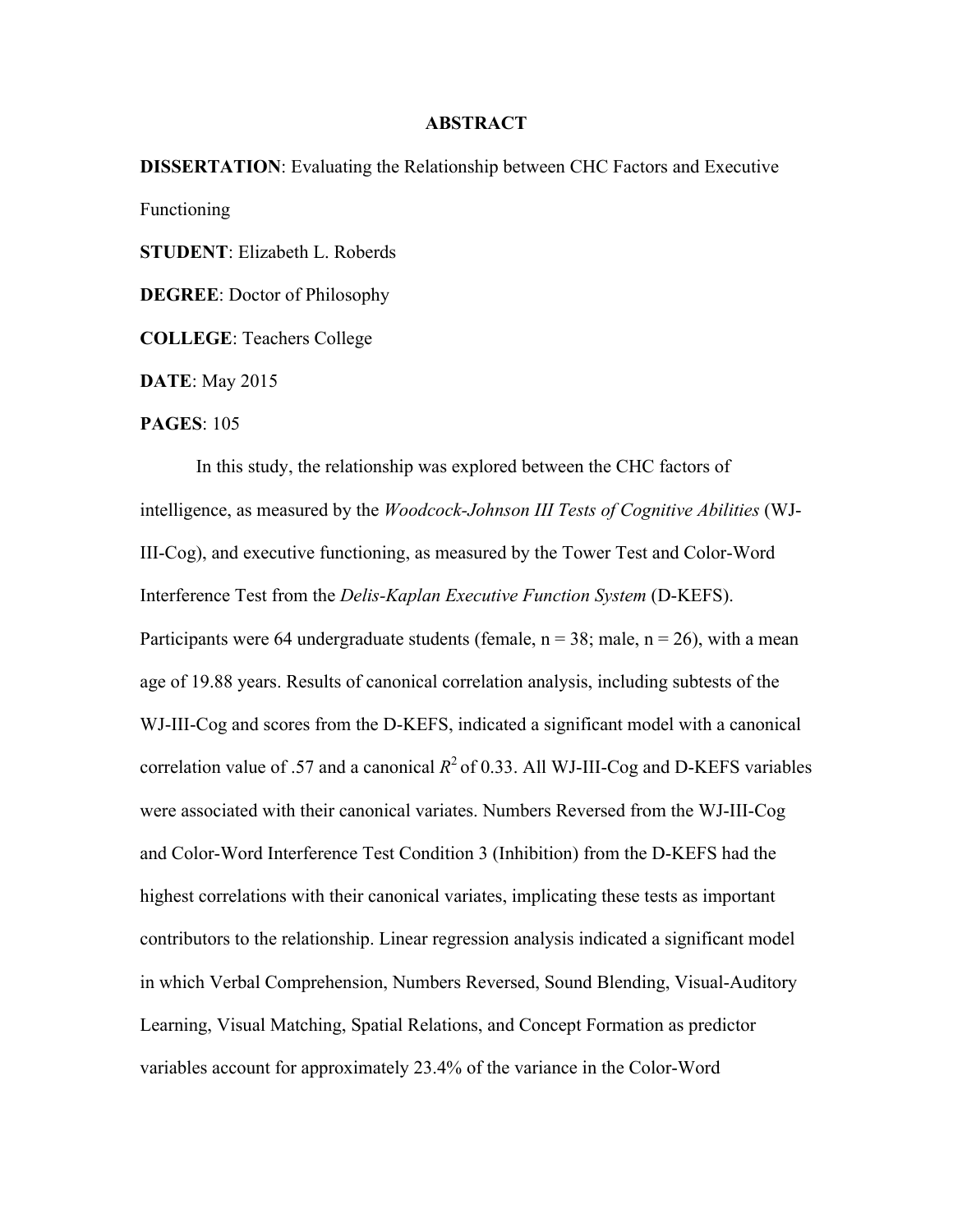# ABSTRACT

**DISSERTATION**: Evaluating the Relationship between CHC Factors and Executive Functioning

**STUDENT**: Elizabeth L. Roberds

**DEGREE**: Doctor of Philosophy

**COLLEGE**: Teachers College

**DATE**: May 2015

**PAGES**: 105

In this study, the relationship was explored between the CHC factors of intelligence, as measured by the *Woodcock-Johnson III Tests of Cognitive Abilities* (WJ-III-Cog), and executive functioning, as measured by the Tower Test and Color-Word Interference Test from the *Delis-Kaplan Executive Function System* (D-KEFS). Participants were 64 undergraduate students (female, n = 38; male, n = 26), with a mean age of 19.88 years. Results of canonical correlation analysis, including subtests of the WJ-III-Cog and scores from the D-KEFS, indicated a significant model with a canonical correlation value of .57 and a canonical $R^2$ of 0.33. All WJ-III-Cog and D-KEFS variables were associated with their canonical variates. Numbers Reversed from the WJ-III-Cog and Color-Word Interference Test Condition 3 (Inhibition) from the D-KEFS had the highest correlations with their canonical variates, implicating these tests as important contributors to the relationship. Linear regression analysis indicated a significant model in which Verbal Comprehension, Numbers Reversed, Sound Blending, Visual-Auditory Learning, Visual Matching, Spatial Relations, and Concept Formation as predictor variables account for approximately 23.4% of the variance in the Color-Word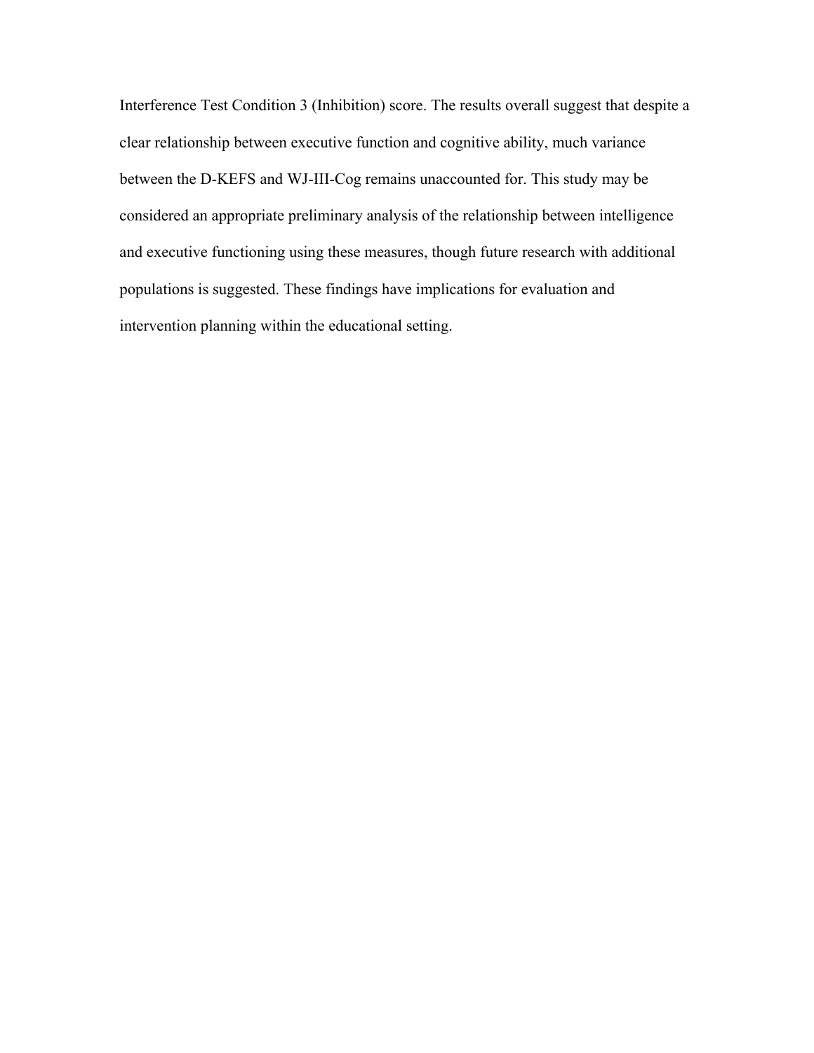Interference Test Condition 3 (Inhibition) score. The results overall suggest that despite a clear relationship between executive function and cognitive ability, much variance between the D-KEFS and WJ-III-Cog remains unaccounted for. This study may be considered an appropriate preliminary analysis of the relationship between intelligence and executive functioning using these measures, though future research with additional populations is suggested. These findings have implications for evaluation and intervention planning within the educational setting.